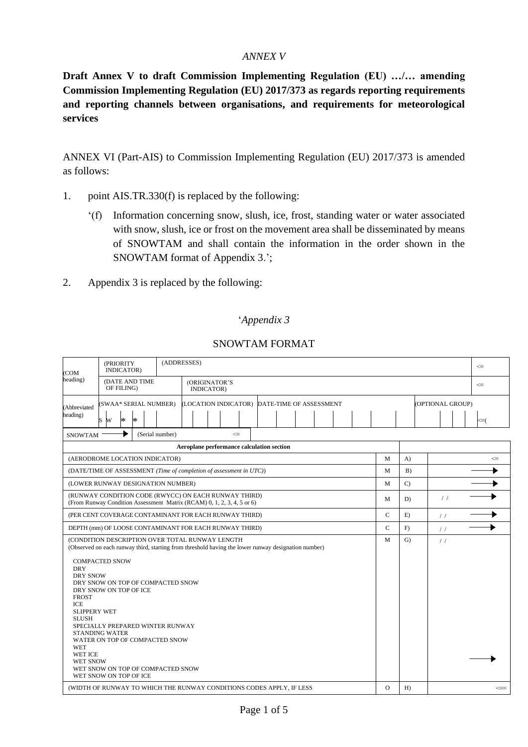*ANNEX V*

**Draft Annex V to draft Commission Implementing Regulation (EU) …/… amending Commission Implementing Regulation (EU) 2017/373 as regards reporting requirements and reporting channels between organisations, and requirements for meteorological services**

ANNEX VI (Part-AIS) to Commission Implementing Regulation (EU) 2017/373 is amended as follows:

1. point AIS.TR.330(f) is replaced by the following:

   '(f) Information concerning snow, slush, ice, frost, standing water or water associated with snow, slush, ice or frost on the movement area shall be disseminated by means of SNOWTAM and shall contain the information in the order shown in the SNOWTAM format of Appendix 3.';

2. Appendix 3 is replaced by the following:

'*Appendix 3*

SNOWTAM FORMAT

| | | | |
|---|---|---|---|
| (COM heading) | (PRIORITY INDICATOR) | (ADDRESSES) | <≡ |
| | (DATE AND TIME OF FILING) | (ORIGINATOR'S INDICATOR) | <≡ |
| (Abbreviated heading) | (SWAA* SERIAL NUMBER) S W * * | (LOCATION INDICATOR) DATE-TIME OF ASSESSMENT (OPTIONAL GROUP) | <≡( |
| SNOWTAM → | (Serial number) | <≡ | |

| Aeroplane performance calculation section | | | |
|---|---|---|---|
| (AERODROME LOCATION INDICATOR) | M | A) | <≡ |
| (DATE/TIME OF ASSESSMENT *(Time of completion of assessment in UTC)*) | M | B) | → |
| (LOWER RUNWAY DESIGNATION NUMBER) | M | C) | → |
| (RUNWAY CONDITION CODE (RWYCC) ON EACH RUNWAY THIRD)<br>(From Runway Condition Assessment Matrix (RCAM) 0, 1, 2, 3, 4, 5 or 6) | M | D) | / / → |
| (PER CENT COVERAGE CONTAMINANT FOR EACH RUNWAY THIRD) | C | E) | / / → |
| DEPTH (mm) OF LOOSE CONTAMINANT FOR EACH RUNWAY THIRD) | C | F) | / / → |
| (CONDITION DESCRIPTION OVER TOTAL RUNWAY LENGTH<br>(Observed on each runway third, starting from threshold having the lower runway designation number)<br><br>COMPACTED SNOW<br>DRY<br>DRY SNOW<br>DRY SNOW ON TOP OF COMPACTED SNOW<br>DRY SNOW ON TOP OF ICE<br>FROST<br>ICE<br>SLIPPERY WET<br>SLUSH<br>SPECIALLY PREPARED WINTER RUNWAY<br>STANDING WATER<br>WATER ON TOP OF COMPACTED SNOW<br>WET<br>WET ICE<br>WET SNOW<br>WET SNOW ON TOP OF COMPACTED SNOW<br>WET SNOW ON TOP OF ICE | M | G) | / / → |
| (WIDTH OF RUNWAY TO WHICH THE RUNWAY CONDITIONS CODES APPLY, IF LESS | O | H) | <≡≡ |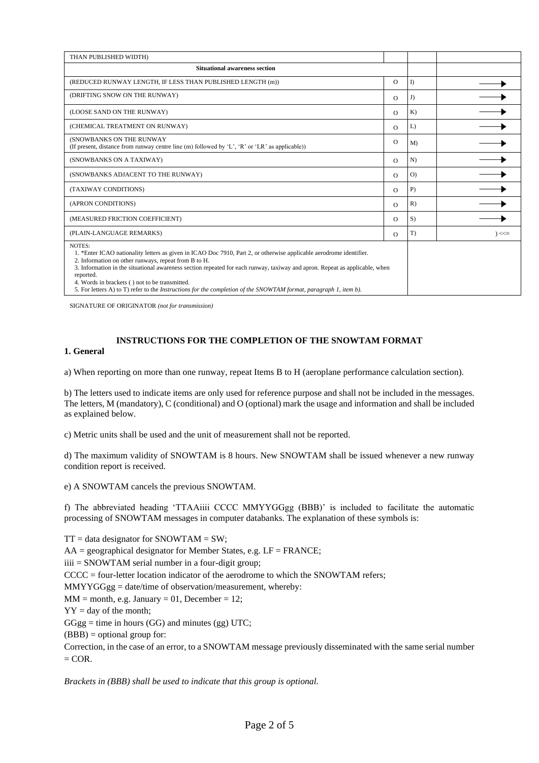| | | | |
|---|---|---|---|
| THAN PUBLISHED WIDTH) | | | |
| **Situational awareness section** | | | |
| (REDUCED RUNWAY LENGTH, IF LESS THAN PUBLISHED LENGTH (m)) | O | I) | → |
| (DRIFTING SNOW ON THE RUNWAY) | O | J) | → |
| (LOOSE SAND ON THE RUNWAY) | O | K) | → |
| (CHEMICAL TREATMENT ON RUNWAY) | O | L) | → |
| (SNOWBANKS ON THE RUNWAY (If present, distance from runway centre line (m) followed by 'L', 'R' or 'LR' as applicable)) | O | M) | → |
| (SNOWBANKS ON A TAXIWAY) | O | N) | → |
| (SNOWBANKS ADJACENT TO THE RUNWAY) | O | O) | → |
| (TAXIWAY CONDITIONS) | O | P) | → |
| (APRON CONDITIONS) | O | R) | → |
| (MEASURED FRICTION COEFFICIENT) | O | S) | → |
| (PLAIN-LANGUAGE REMARKS) | O | T) | ) <<≡ |
| NOTES: 1. *Enter ICAO nationality letters as given in ICAO Doc 7910, Part 2, or otherwise applicable aerodrome identifier. 2. Information on other runways, repeat from B to H. 3. Information in the situational awareness section repeated for each runway, taxiway and apron. Repeat as applicable, when reported. 4. Words in brackets ( ) not to be transmitted. 5. For letters A) to T) refer to the *Instructions for the completion of the SNOWTAM format, paragraph 1, item b).* | | | |

SIGNATURE OF ORIGINATOR *(not for transmission)*

## INSTRUCTIONS FOR THE COMPLETION OF THE SNOWTAM FORMAT

### 1. General

a) When reporting on more than one runway, repeat Items B to H (aeroplane performance calculation section).

b) The letters used to indicate items are only used for reference purpose and shall not be included in the messages. The letters, M (mandatory), C (conditional) and O (optional) mark the usage and information and shall be included as explained below.

c) Metric units shall be used and the unit of measurement shall not be reported.

d) The maximum validity of SNOWTAM is 8 hours. New SNOWTAM shall be issued whenever a new runway condition report is received.

e) A SNOWTAM cancels the previous SNOWTAM.

f) The abbreviated heading 'TTAAiiii CCCC MMYYGGgg (BBB)' is included to facilitate the automatic processing of SNOWTAM messages in computer databanks. The explanation of these symbols is:

TT = data designator for SNOWTAM = SW;
AA = geographical designator for Member States, e.g. LF = FRANCE;
iiii = SNOWTAM serial number in a four-digit group;
CCCC = four-letter location indicator of the aerodrome to which the SNOWTAM refers;
MMYYGGgg = date/time of observation/measurement, whereby:
MM = month, e.g. January = 01, December = 12;
YY = day of the month;
GGgg = time in hours (GG) and minutes (gg) UTC;
(BBB) = optional group for:
Correction, in the case of an error, to a SNOWTAM message previously disseminated with the same serial number = COR.

*Brackets in (BBB) shall be used to indicate that this group is optional.*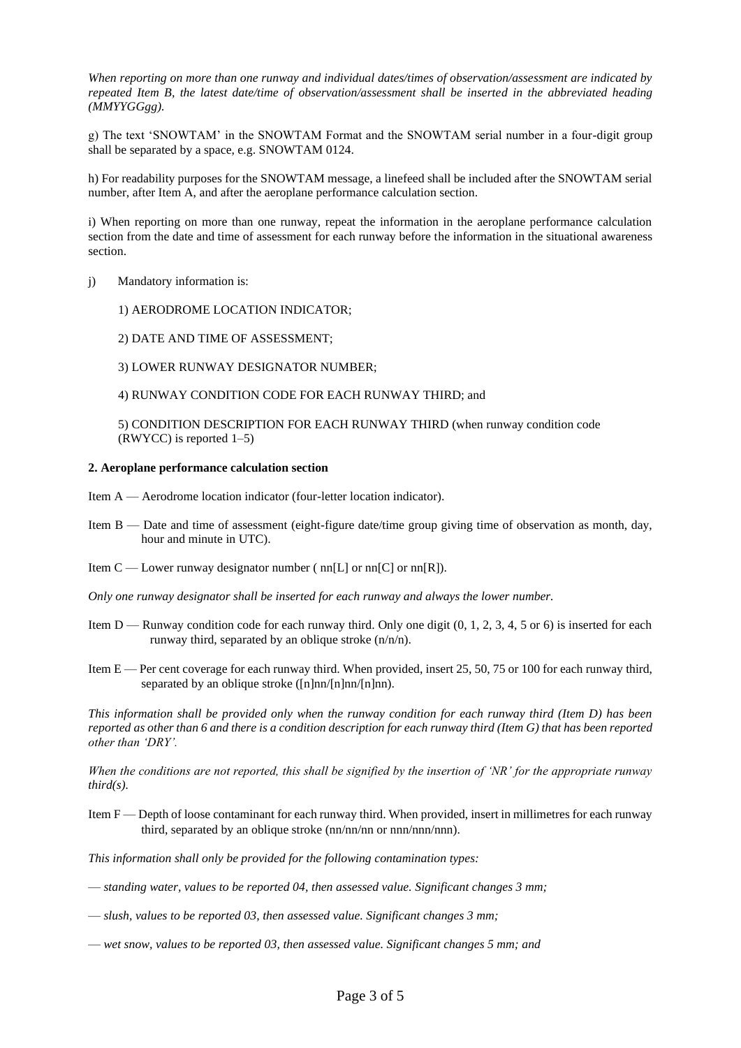*When reporting on more than one runway and individual dates/times of observation/assessment are indicated by repeated Item B, the latest date/time of observation/assessment shall be inserted in the abbreviated heading (MMYYGGgg).*

g) The text 'SNOWTAM' in the SNOWTAM Format and the SNOWTAM serial number in a four-digit group shall be separated by a space, e.g. SNOWTAM 0124.

h) For readability purposes for the SNOWTAM message, a linefeed shall be included after the SNOWTAM serial number, after Item A, and after the aeroplane performance calculation section.

i) When reporting on more than one runway, repeat the information in the aeroplane performance calculation section from the date and time of assessment for each runway before the information in the situational awareness section.

j) Mandatory information is:

1) AERODROME LOCATION INDICATOR;

2) DATE AND TIME OF ASSESSMENT;

3) LOWER RUNWAY DESIGNATOR NUMBER;

4) RUNWAY CONDITION CODE FOR EACH RUNWAY THIRD; and

5) CONDITION DESCRIPTION FOR EACH RUNWAY THIRD (when runway condition code (RWYCC) is reported 1–5)

**2. Aeroplane performance calculation section**

Item A — Aerodrome location indicator (four-letter location indicator).

Item B — Date and time of assessment (eight-figure date/time group giving time of observation as month, day, hour and minute in UTC).

Item C — Lower runway designator number ( nn[L] or nn[C] or nn[R]).

*Only one runway designator shall be inserted for each runway and always the lower number.*

Item D — Runway condition code for each runway third. Only one digit (0, 1, 2, 3, 4, 5 or 6) is inserted for each runway third, separated by an oblique stroke (n/n/n).

Item E — Per cent coverage for each runway third. When provided, insert 25, 50, 75 or 100 for each runway third, separated by an oblique stroke ([n]nn/[n]nn/[n]nn).

*This information shall be provided only when the runway condition for each runway third (Item D) has been reported as other than 6 and there is a condition description for each runway third (Item G) that has been reported other than 'DRY'.*

*When the conditions are not reported, this shall be signified by the insertion of 'NR' for the appropriate runway third(s).*

Item F — Depth of loose contaminant for each runway third. When provided, insert in millimetres for each runway third, separated by an oblique stroke (nn/nn/nn or nnn/nnn/nnn).

*This information shall only be provided for the following contamination types:*

*— standing water, values to be reported 04, then assessed value. Significant changes 3 mm;*

*— slush, values to be reported 03, then assessed value. Significant changes 3 mm;*

*— wet snow, values to be reported 03, then assessed value. Significant changes 5 mm; and*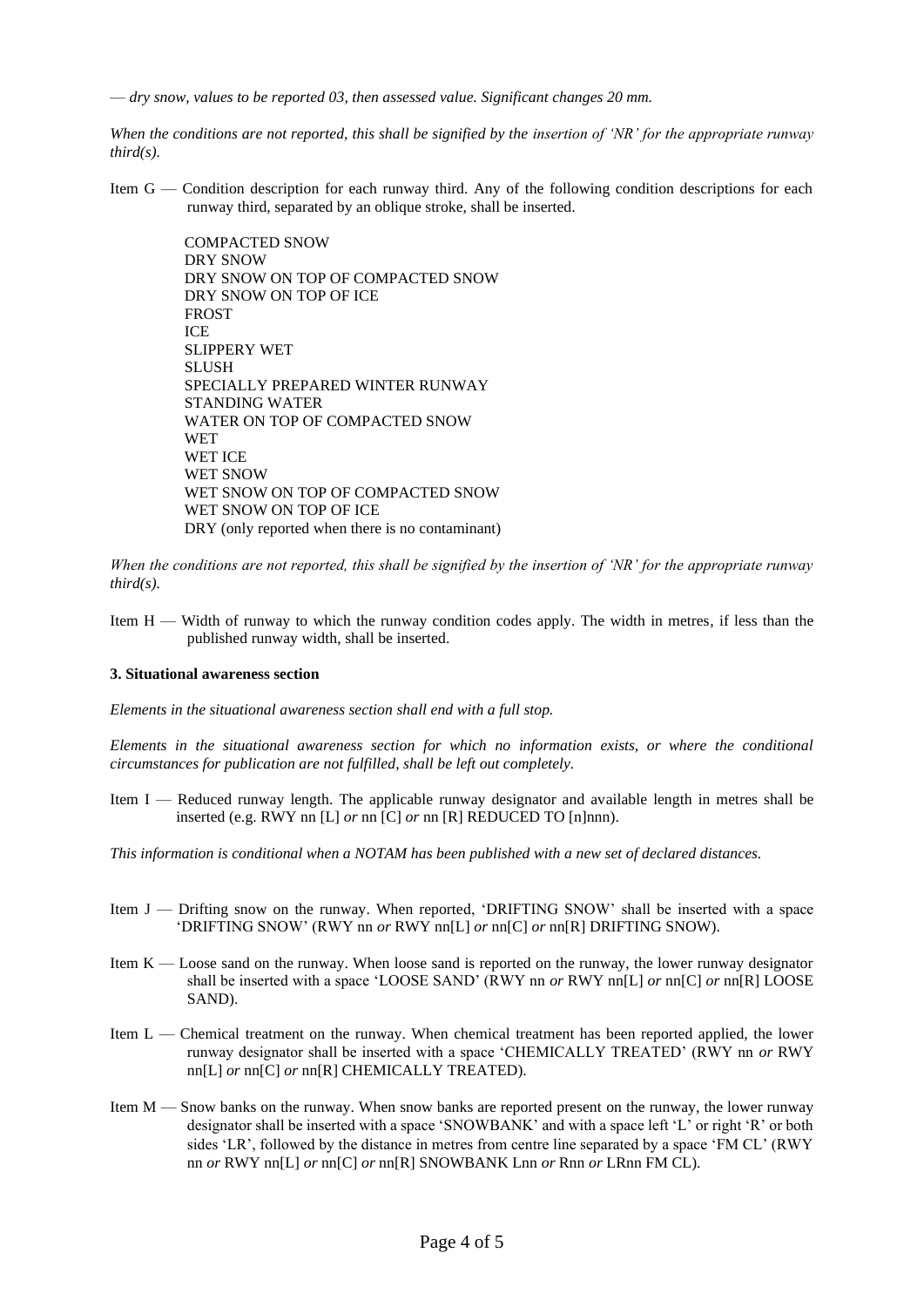*— dry snow, values to be reported 03, then assessed value. Significant changes 20 mm.*

*When the conditions are not reported, this shall be signified by the insertion of 'NR' for the appropriate runway third(s).*

Item G — Condition description for each runway third. Any of the following condition descriptions for each runway third, separated by an oblique stroke, shall be inserted.

COMPACTED SNOW
DRY SNOW
DRY SNOW ON TOP OF COMPACTED SNOW
DRY SNOW ON TOP OF ICE
FROST
ICE
SLIPPERY WET
SLUSH
SPECIALLY PREPARED WINTER RUNWAY
STANDING WATER
WATER ON TOP OF COMPACTED SNOW
WET
WET ICE
WET SNOW
WET SNOW ON TOP OF COMPACTED SNOW
WET SNOW ON TOP OF ICE
DRY (only reported when there is no contaminant)

*When the conditions are not reported, this shall be signified by the insertion of 'NR' for the appropriate runway third(s).*

Item H — Width of runway to which the runway condition codes apply. The width in metres, if less than the published runway width, shall be inserted.

**3. Situational awareness section**

*Elements in the situational awareness section shall end with a full stop.*

*Elements in the situational awareness section for which no information exists, or where the conditional circumstances for publication are not fulfilled, shall be left out completely.*

Item I — Reduced runway length. The applicable runway designator and available length in metres shall be inserted (e.g. RWY nn [L] *or* nn [C] *or* nn [R] REDUCED TO [n]nnn).

*This information is conditional when a NOTAM has been published with a new set of declared distances.*

Item J — Drifting snow on the runway. When reported, 'DRIFTING SNOW' shall be inserted with a space 'DRIFTING SNOW' (RWY nn *or* RWY nn[L] *or* nn[C] *or* nn[R] DRIFTING SNOW).

Item K — Loose sand on the runway. When loose sand is reported on the runway, the lower runway designator shall be inserted with a space 'LOOSE SAND' (RWY nn *or* RWY nn[L] *or* nn[C] *or* nn[R] LOOSE SAND).

Item L — Chemical treatment on the runway. When chemical treatment has been reported applied, the lower runway designator shall be inserted with a space 'CHEMICALLY TREATED' (RWY nn *or* RWY nn[L] *or* nn[C] *or* nn[R] CHEMICALLY TREATED).

Item M — Snow banks on the runway. When snow banks are reported present on the runway, the lower runway designator shall be inserted with a space 'SNOWBANK' and with a space left 'L' or right 'R' or both sides 'LR', followed by the distance in metres from centre line separated by a space 'FM CL' (RWY nn *or* RWY nn[L] *or* nn[C] *or* nn[R] SNOWBANK Lnn *or* Rnn *or* LRnn FM CL).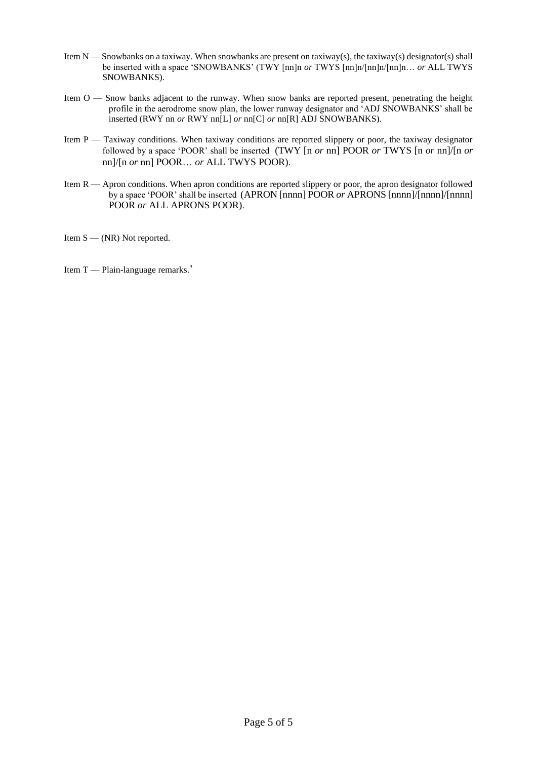Item N — Snowbanks on a taxiway. When snowbanks are present on taxiway(s), the taxiway(s) designator(s) shall be inserted with a space 'SNOWBANKS' (TWY [nn]n *or* TWYS [nn]n/[nn]n/[nn]n… *or* ALL TWYS SNOWBANKS).

Item O — Snow banks adjacent to the runway. When snow banks are reported present, penetrating the height profile in the aerodrome snow plan, the lower runway designator and 'ADJ SNOWBANKS' shall be inserted (RWY nn *or* RWY nn[L] *or* nn[C] *or* nn[R] ADJ SNOWBANKS).

Item P — Taxiway conditions. When taxiway conditions are reported slippery or poor, the taxiway designator followed by a space 'POOR' shall be inserted (TWY [n *or* nn] POOR *or* TWYS [n *or* nn]/[n *or* nn]/[n *or* nn] POOR… *or* ALL TWYS POOR).

Item R — Apron conditions. When apron conditions are reported slippery or poor, the apron designator followed by a space 'POOR' shall be inserted (APRON [nnnn] POOR *or* APRONS [nnnn]/[nnnn]/[nnnn] POOR *or* ALL APRONS POOR).

Item S — (NR) Not reported.

Item T — Plain-language remarks.'